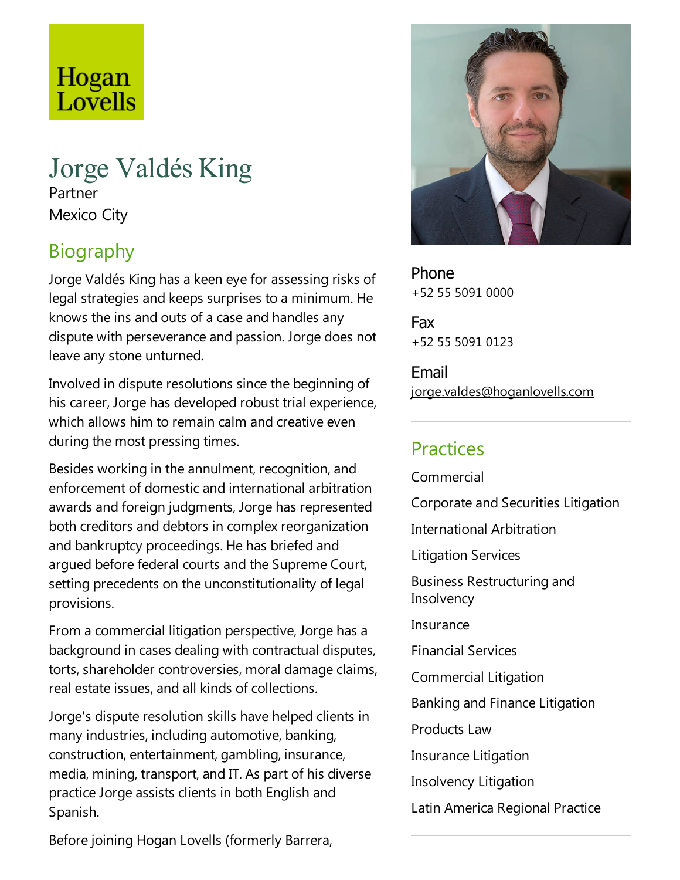Hogan Lovells

# Jorge Valdés King

Partner

Mexico City

## Biography

Jorge Valdés King has a keen eye for assessing risks of legal strategies and keeps surprises to a minimum. He knows the ins and outs of a case and handles any dispute with perseverance and passion. Jorge does not leave any stone unturned.

Involved in dispute resolutions since the beginning of his career, Jorge has developed robust trial experience, which allows him to remain calm and creative even during the most pressing times.

Besides working in the annulment, recognition, and enforcement of domestic and international arbitration awards and foreign judgments, Jorge has represented both creditors and debtors in complex reorganization and bankruptcy proceedings. He has briefed and argued before federal courts and the Supreme Court, setting precedents on the unconstitutionality of legal provisions.

From a commercial litigation perspective, Jorge has a background in cases dealing with contractual disputes, torts, shareholder controversies, moral damage claims, real estate issues, and all kinds of collections.

Jorge's dispute resolution skills have helped clients in many industries, including automotive, banking, construction, entertainment, gambling, insurance, media, mining, transport, and IT. As part of his diverse practice Jorge assists clients in both English and Spanish.

Before joining Hogan Lovells (formerly Barrera,

**Phone**
+52 55 5091 0000

**Fax**
+52 55 5091 0123

**Email**
jorge.valdes@hoganlovells.com

## Practices

- Commercial
- Corporate and Securities Litigation
- International Arbitration
- Litigation Services
- Business Restructuring and Insolvency
- Insurance
- Financial Services
- Commercial Litigation
- Banking and Finance Litigation
- Products Law
- Insurance Litigation
- Insolvency Litigation
- Latin America Regional Practice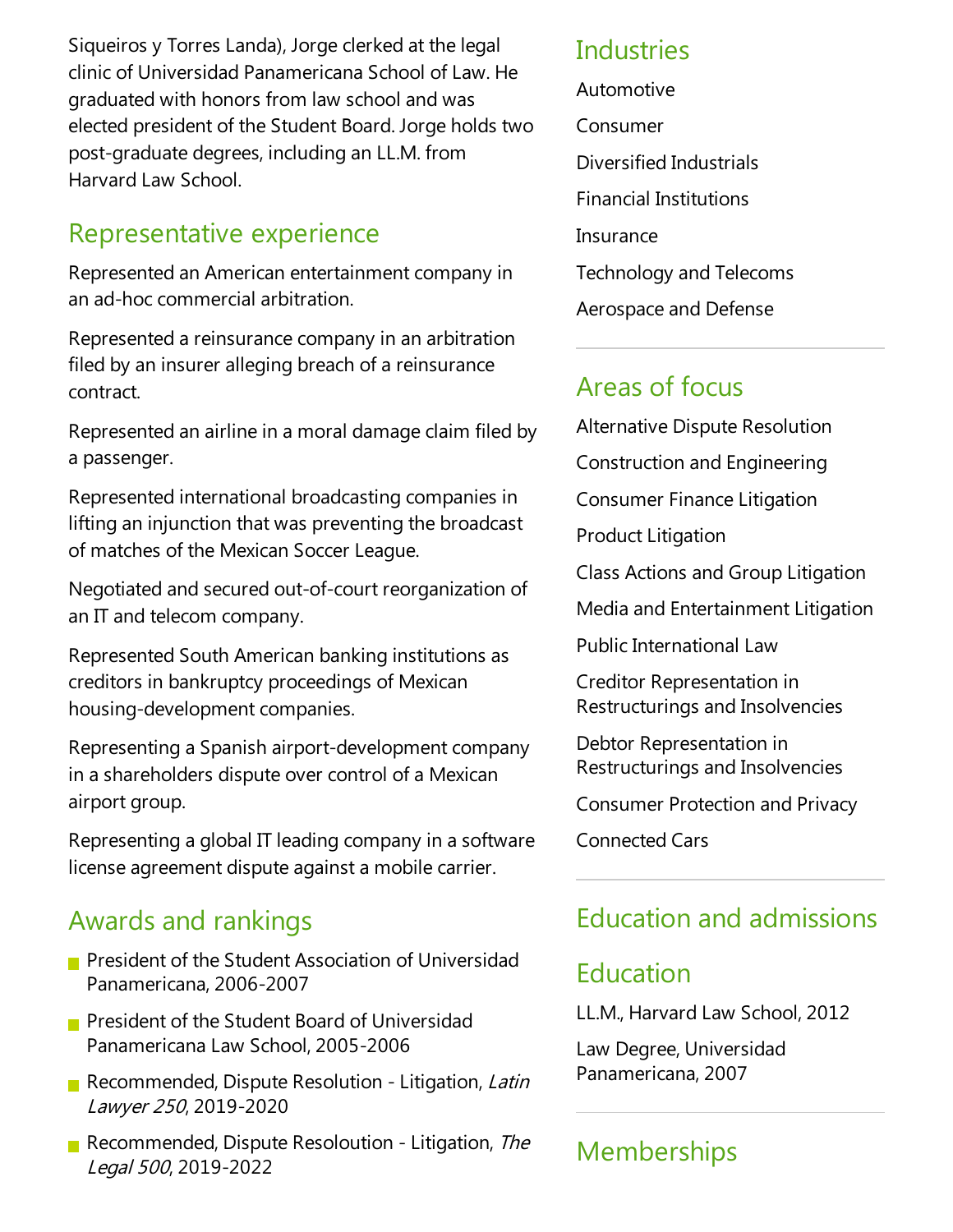Siqueiros y Torres Landa), Jorge clerked at the legal clinic of Universidad Panamericana School of Law. He graduated with honors from law school and was elected president of the Student Board. Jorge holds two post-graduate degrees, including an LL.M. from Harvard Law School.

## Representative experience

Represented an American entertainment company in an ad-hoc commercial arbitration.

Represented a reinsurance company in an arbitration filed by an insurer alleging breach of a reinsurance contract.

Represented an airline in a moral damage claim filed by a passenger.

Represented international broadcasting companies in lifting an injunction that was preventing the broadcast of matches of the Mexican Soccer League.

Negotiated and secured out-of-court reorganization of an IT and telecom company.

Represented South American banking institutions as creditors in bankruptcy proceedings of Mexican housing-development companies.

Representing a Spanish airport-development company in a shareholders dispute over control of a Mexican airport group.

Representing a global IT leading company in a software license agreement dispute against a mobile carrier.

## Awards and rankings

- President of the Student Association of Universidad Panamericana, 2006-2007
- President of the Student Board of Universidad Panamericana Law School, 2005-2006
- Recommended, Dispute Resolution - Litigation, *Latin Lawyer 250*, 2019-2020
- Recommended, Dispute Resoloution - Litigation, *The Legal 500*, 2019-2022

## Industries

Automotive

Consumer

Diversified Industrials

Financial Institutions

Insurance

Technology and Telecoms

Aerospace and Defense

## Areas of focus

Alternative Dispute Resolution

Construction and Engineering

Consumer Finance Litigation

Product Litigation

Class Actions and Group Litigation

Media and Entertainment Litigation

Public International Law

Creditor Representation in Restructurings and Insolvencies

Debtor Representation in Restructurings and Insolvencies

Consumer Protection and Privacy

Connected Cars

## Education and admissions

## Education

LL.M., Harvard Law School, 2012

Law Degree, Universidad Panamericana, 2007

## Memberships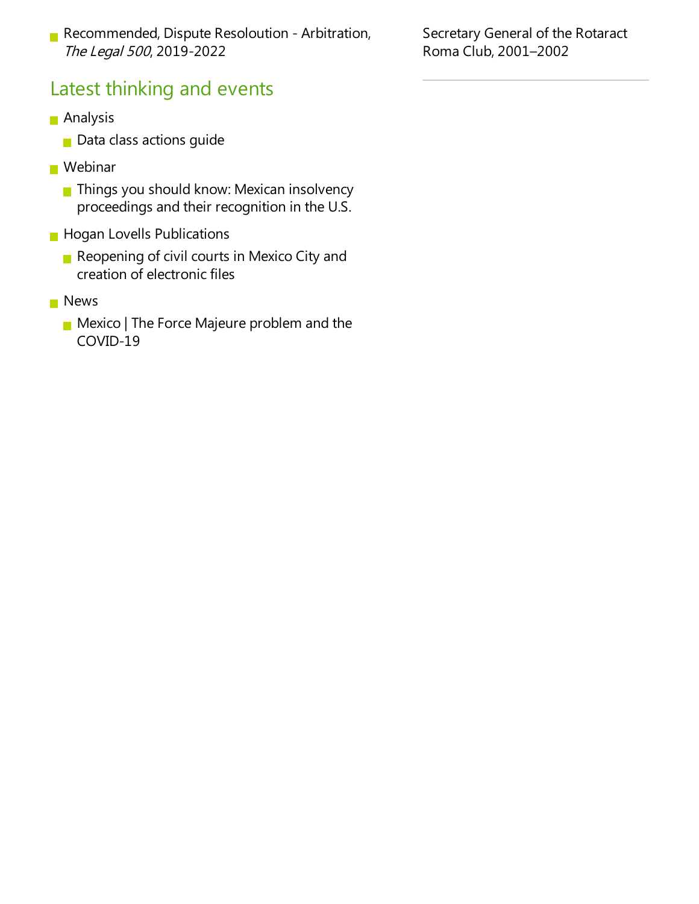- Recommended, Dispute Resoloution - Arbitration, *The Legal 500*, 2019-2022

## Latest thinking and events

- Analysis
  - Data class actions guide
- Webinar
  - Things you should know: Mexican insolvency proceedings and their recognition in the U.S.
- Hogan Lovells Publications
  - Reopening of civil courts in Mexico City and creation of electronic files
- News
  - Mexico | The Force Majeure problem and the COVID-19

Secretary General of the Rotaract Roma Club, 2001–2002